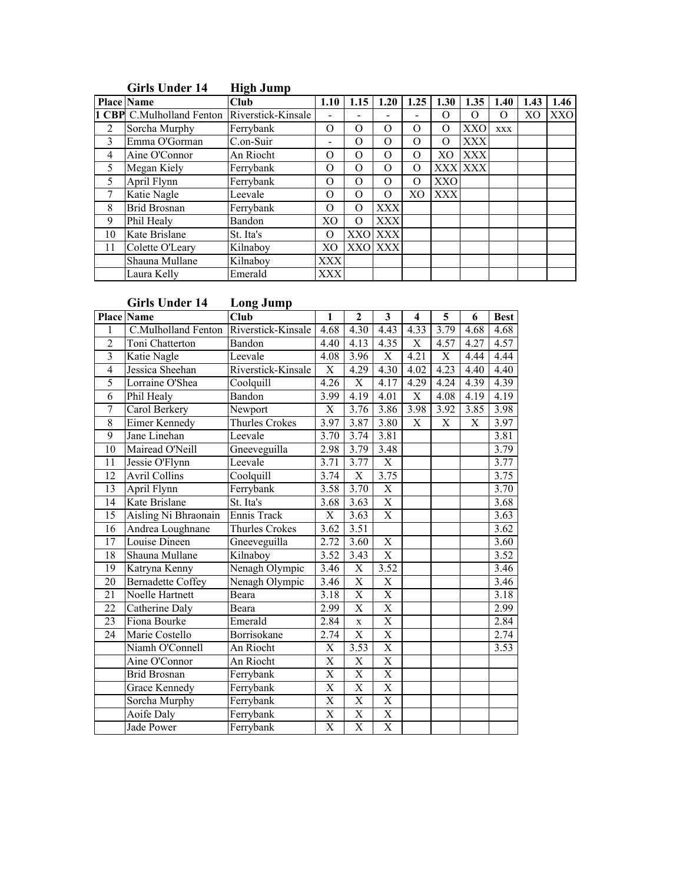## Girls Under 14 High Jump

| Place | Name | Club | 1.10 | 1.15 | 1.20 | 1.25 | 1.30 | 1.35 | 1.40 | 1.43 | 1.46 |
|---|---|---|---|---|---|---|---|---|---|---|---|
| 1 CBP | C.Mulholland Fenton | Riverstick-Kinsale | - | - | - | - | O | O | O | XO | XXO |
| 2 | Sorcha Murphy | Ferrybank | O | O | O | O | O | XXO | xxx | | |
| 3 | Emma O'Gorman | C.on-Suir | - | O | O | O | O | XXX | | | |
| 4 | Aine O'Connor | An Riocht | O | O | O | O | XO | XXX | | | |
| 5 | Megan Kiely | Ferrybank | O | O | O | O | XXX | XXX | | | |
| 5 | April Flynn | Ferrybank | O | O | O | O | XXO | | | | |
| 7 | Katie Nagle | Leevale | O | O | O | XO | XXX | | | | |
| 8 | Brid Brosnan | Ferrybank | O | O | XXX | | | | | | |
| 9 | Phil Healy | Bandon | XO | O | XXX | | | | | | |
| 10 | Kate Brislane | St. Ita's | O | XXO | XXX | | | | | | |
| 11 | Colette O'Leary | Kilnaboy | XO | XXO | XXX | | | | | | |
| | Shauna Mullane | Kilnaboy | XXX | | | | | | | | |
| | Laura Kelly | Emerald | XXX | | | | | | | | |

## Girls Under 14 Long Jump

| Place | Name | Club | 1 | 2 | 3 | 4 | 5 | 6 | Best |
|---|---|---|---|---|---|---|---|---|---|
| 1 | C.Mulholland Fenton | Riverstick-Kinsale | 4.68 | 4.30 | 4.43 | 4.33 | 3.79 | 4.68 | 4.68 |
| 2 | Toni Chatterton | Bandon | 4.40 | 4.13 | 4.35 | X | 4.57 | 4.27 | 4.57 |
| 3 | Katie Nagle | Leevale | 4.08 | 3.96 | X | 4.21 | X | 4.44 | 4.44 |
| 4 | Jessica Sheehan | Riverstick-Kinsale | X | 4.29 | 4.30 | 4.02 | 4.23 | 4.40 | 4.40 |
| 5 | Lorraine O'Shea | Coolquill | 4.26 | X | 4.17 | 4.29 | 4.24 | 4.39 | 4.39 |
| 6 | Phil Healy | Bandon | 3.99 | 4.19 | 4.01 | X | 4.08 | 4.19 | 4.19 |
| 7 | Carol Berkery | Newport | X | 3.76 | 3.86 | 3.98 | 3.92 | 3.85 | 3.98 |
| 8 | Eimer Kennedy | Thurles Crokes | 3.97 | 3.87 | 3.80 | X | X | X | 3.97 |
| 9 | Jane Linehan | Leevale | 3.70 | 3.74 | 3.81 | | | | 3.81 |
| 10 | Mairead O'Neill | Gneeveguilla | 2.98 | 3.79 | 3.48 | | | | 3.79 |
| 11 | Jessie O'Flynn | Leevale | 3.71 | 3.77 | X | | | | 3.77 |
| 12 | Avril Collins | Coolquill | 3.74 | X | 3.75 | | | | 3.75 |
| 13 | April Flynn | Ferrybank | 3.58 | 3.70 | X | | | | 3.70 |
| 14 | Kate Brislane | St. Ita's | 3.68 | 3.63 | X | | | | 3.68 |
| 15 | Aisling Ni Bhraonain | Ennis Track | X | 3.63 | X | | | | 3.63 |
| 16 | Andrea Loughnane | Thurles Crokes | 3.62 | 3.51 | | | | | 3.62 |
| 17 | Louise Dineen | Gneeveguilla | 2.72 | 3.60 | X | | | | 3.60 |
| 18 | Shauna Mullane | Kilnaboy | 3.52 | 3.43 | X | | | | 3.52 |
| 19 | Katryna Kenny | Nenagh Olympic | 3.46 | X | 3.52 | | | | 3.46 |
| 20 | Bernadette Coffey | Nenagh Olympic | 3.46 | X | X | | | | 3.46 |
| 21 | Noelle Hartnett | Beara | 3.18 | X | X | | | | 3.18 |
| 22 | Catherine Daly | Beara | 2.99 | X | X | | | | 2.99 |
| 23 | Fiona Bourke | Emerald | 2.84 | x | X | | | | 2.84 |
| 24 | Marie Costello | Borrisokane | 2.74 | X | X | | | | 2.74 |
| | Niamh O'Connell | An Riocht | X | 3.53 | X | | | | 3.53 |
| | Aine O'Connor | An Riocht | X | X | X | | | | |
| | Brid Brosnan | Ferrybank | X | X | X | | | | |
| | Grace Kennedy | Ferrybank | X | X | X | | | | |
| | Sorcha Murphy | Ferrybank | X | X | X | | | | |
| | Aoife Daly | Ferrybank | X | X | X | | | | |
| | Jade Power | Ferrybank | X | X | X | | | | |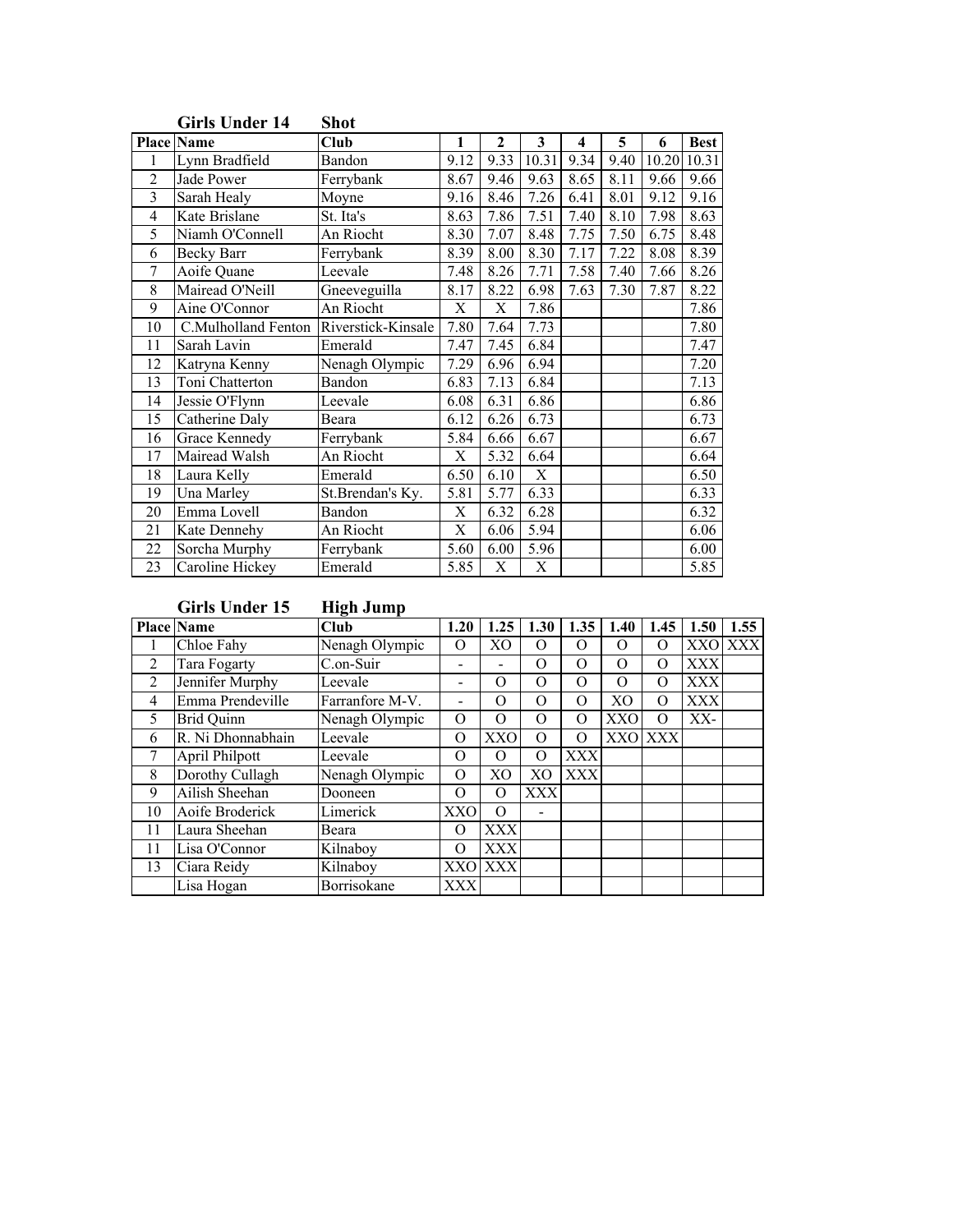### Girls Under 14 Shot

| Place | Name | Club | 1 | 2 | 3 | 4 | 5 | 6 | Best |
|---|---|---|---|---|---|---|---|---|---|
| 1 | Lynn Bradfield | Bandon | 9.12 | 9.33 | 10.31 | 9.34 | 9.40 | 10.20 | 10.31 |
| 2 | Jade Power | Ferrybank | 8.67 | 9.46 | 9.63 | 8.65 | 8.11 | 9.66 | 9.66 |
| 3 | Sarah Healy | Moyne | 9.16 | 8.46 | 7.26 | 6.41 | 8.01 | 9.12 | 9.16 |
| 4 | Kate Brislane | St. Ita's | 8.63 | 7.86 | 7.51 | 7.40 | 8.10 | 7.98 | 8.63 |
| 5 | Niamh O'Connell | An Riocht | 8.30 | 7.07 | 8.48 | 7.75 | 7.50 | 6.75 | 8.48 |
| 6 | Becky Barr | Ferrybank | 8.39 | 8.00 | 8.30 | 7.17 | 7.22 | 8.08 | 8.39 |
| 7 | Aoife Quane | Leevale | 7.48 | 8.26 | 7.71 | 7.58 | 7.40 | 7.66 | 8.26 |
| 8 | Mairead O'Neill | Gneeveguilla | 8.17 | 8.22 | 6.98 | 7.63 | 7.30 | 7.87 | 8.22 |
| 9 | Aine O'Connor | An Riocht | X | X | 7.86 | | | | 7.86 |
| 10 | C.Mulholland Fenton | Riverstick-Kinsale | 7.80 | 7.64 | 7.73 | | | | 7.80 |
| 11 | Sarah Lavin | Emerald | 7.47 | 7.45 | 6.84 | | | | 7.47 |
| 12 | Katryna Kenny | Nenagh Olympic | 7.29 | 6.96 | 6.94 | | | | 7.20 |
| 13 | Toni Chatterton | Bandon | 6.83 | 7.13 | 6.84 | | | | 7.13 |
| 14 | Jessie O'Flynn | Leevale | 6.08 | 6.31 | 6.86 | | | | 6.86 |
| 15 | Catherine Daly | Beara | 6.12 | 6.26 | 6.73 | | | | 6.73 |
| 16 | Grace Kennedy | Ferrybank | 5.84 | 6.66 | 6.67 | | | | 6.67 |
| 17 | Mairead Walsh | An Riocht | X | 5.32 | 6.64 | | | | 6.64 |
| 18 | Laura Kelly | Emerald | 6.50 | 6.10 | X | | | | 6.50 |
| 19 | Una Marley | St.Brendan's Ky. | 5.81 | 5.77 | 6.33 | | | | 6.33 |
| 20 | Emma Lovell | Bandon | X | 6.32 | 6.28 | | | | 6.32 |
| 21 | Kate Dennehy | An Riocht | X | 6.06 | 5.94 | | | | 6.06 |
| 22 | Sorcha Murphy | Ferrybank | 5.60 | 6.00 | 5.96 | | | | 6.00 |
| 23 | Caroline Hickey | Emerald | 5.85 | X | X | | | | 5.85 |

### Girls Under 15 High Jump

| Place | Name | Club | 1.20 | 1.25 | 1.30 | 1.35 | 1.40 | 1.45 | 1.50 | 1.55 |
|---|---|---|---|---|---|---|---|---|---|---|
| 1 | Chloe Fahy | Nenagh Olympic | O | XO | O | O | O | O | XXO | XXX |
| 2 | Tara Fogarty | C.on-Suir | - | - | O | O | O | O | XXX | |
| 2 | Jennifer Murphy | Leevale | - | O | O | O | O | O | XXX | |
| 4 | Emma Prendeville | Farranfore M-V. | - | O | O | O | XO | O | XXX | |
| 5 | Brid Quinn | Nenagh Olympic | O | O | O | O | XXO | O | XX- | |
| 6 | R. Ni Dhonnabhain | Leevale | O | XXO | O | O | XXO | XXX | | |
| 7 | April Philpott | Leevale | O | O | O | XXX | | | | |
| 8 | Dorothy Cullagh | Nenagh Olympic | O | XO | XO | XXX | | | | |
| 9 | Ailish Sheehan | Dooneen | O | O | XXX | | | | | |
| 10 | Aoife Broderick | Limerick | XXO | O | - | | | | | |
| 11 | Laura Sheehan | Beara | O | XXX | | | | | | |
| 11 | Lisa O'Connor | Kilnaboy | O | XXX | | | | | | |
| 13 | Ciara Reidy | Kilnaboy | XXO | XXX | | | | | | |
| | Lisa Hogan | Borrisokane | XXX | | | | | | | |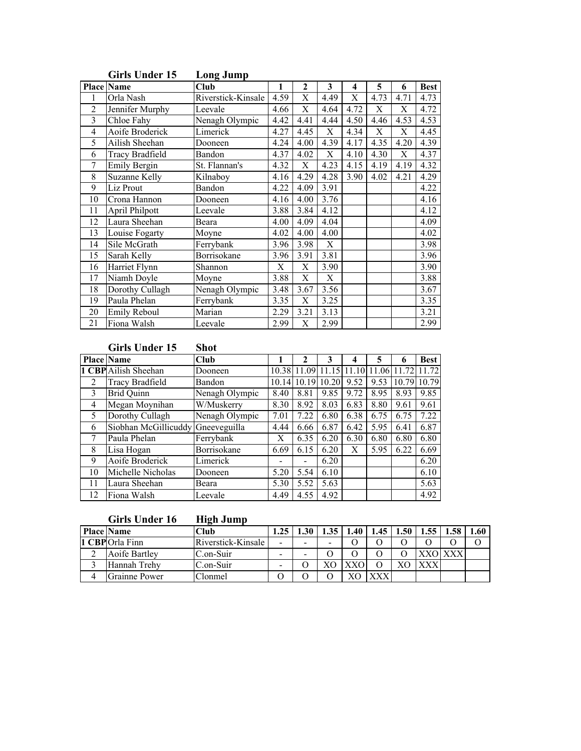### Girls Under 15 Long Jump

| Place | Name | Club | 1 | 2 | 3 | 4 | 5 | 6 | Best |
|---|---|---|---|---|---|---|---|---|---|
| 1 | Orla Nash | Riverstick-Kinsale | 4.59 | X | 4.49 | X | 4.73 | 4.71 | 4.73 |
| 2 | Jennifer Murphy | Leevale | 4.66 | X | 4.64 | 4.72 | X | X | 4.72 |
| 3 | Chloe Fahy | Nenagh Olympic | 4.42 | 4.41 | 4.44 | 4.50 | 4.46 | 4.53 | 4.53 |
| 4 | Aoife Broderick | Limerick | 4.27 | 4.45 | X | 4.34 | X | X | 4.45 |
| 5 | Ailish Sheehan | Dooneen | 4.24 | 4.00 | 4.39 | 4.17 | 4.35 | 4.20 | 4.39 |
| 6 | Tracy Bradfield | Bandon | 4.37 | 4.02 | X | 4.10 | 4.30 | X | 4.37 |
| 7 | Emily Bergin | St. Flannan's | 4.32 | X | 4.23 | 4.15 | 4.19 | 4.19 | 4.32 |
| 8 | Suzanne Kelly | Kilnaboy | 4.16 | 4.29 | 4.28 | 3.90 | 4.02 | 4.21 | 4.29 |
| 9 | Liz Prout | Bandon | 4.22 | 4.09 | 3.91 | | | | 4.22 |
| 10 | Crona Hannon | Dooneen | 4.16 | 4.00 | 3.76 | | | | 4.16 |
| 11 | April Philpott | Leevale | 3.88 | 3.84 | 4.12 | | | | 4.12 |
| 12 | Laura Sheehan | Beara | 4.00 | 4.09 | 4.04 | | | | 4.09 |
| 13 | Louise Fogarty | Moyne | 4.02 | 4.00 | 4.00 | | | | 4.02 |
| 14 | Sile McGrath | Ferrybank | 3.96 | 3.98 | X | | | | 3.98 |
| 15 | Sarah Kelly | Borrisokane | 3.96 | 3.91 | 3.81 | | | | 3.96 |
| 16 | Harriet Flynn | Shannon | X | X | 3.90 | | | | 3.90 |
| 17 | Niamh Doyle | Moyne | 3.88 | X | X | | | | 3.88 |
| 18 | Dorothy Cullagh | Nenagh Olympic | 3.48 | 3.67 | 3.56 | | | | 3.67 |
| 19 | Paula Phelan | Ferrybank | 3.35 | X | 3.25 | | | | 3.35 |
| 20 | Emily Reboul | Marian | 2.29 | 3.21 | 3.13 | | | | 3.21 |
| 21 | Fiona Walsh | Leevale | 2.99 | X | 2.99 | | | | 2.99 |

### Girls Under 15 Shot

| Place | Name | Club | 1 | 2 | 3 | 4 | 5 | 6 | Best |
|---|---|---|---|---|---|---|---|---|---|
| 1 CBP | Ailish Sheehan | Dooneen | 10.38 | 11.09 | 11.15 | 11.10 | 11.06 | 11.72 | 11.72 |
| 2 | Tracy Bradfield | Bandon | 10.14 | 10.19 | 10.20 | 9.52 | 9.53 | 10.79 | 10.79 |
| 3 | Brid Quinn | Nenagh Olympic | 8.40 | 8.81 | 9.85 | 9.72 | 8.95 | 8.93 | 9.85 |
| 4 | Megan Moynihan | W/Muskerry | 8.30 | 8.92 | 8.03 | 6.83 | 8.80 | 9.61 | 9.61 |
| 5 | Dorothy Cullagh | Nenagh Olympic | 7.01 | 7.22 | 6.80 | 6.38 | 6.75 | 6.75 | 7.22 |
| 6 | Siobhan McGillicuddy | Gneeveguilla | 4.44 | 6.66 | 6.87 | 6.42 | 5.95 | 6.41 | 6.87 |
| 7 | Paula Phelan | Ferrybank | X | 6.35 | 6.20 | 6.30 | 6.80 | 6.80 | 6.80 |
| 8 | Lisa Hogan | Borrisokane | 6.69 | 6.15 | 6.20 | X | 5.95 | 6.22 | 6.69 |
| 9 | Aoife Broderick | Limerick | - | - | 6.20 | | | | 6.20 |
| 10 | Michelle Nicholas | Dooneen | 5.20 | 5.54 | 6.10 | | | | 6.10 |
| 11 | Laura Sheehan | Beara | 5.30 | 5.52 | 5.63 | | | | 5.63 |
| 12 | Fiona Walsh | Leevale | 4.49 | 4.55 | 4.92 | | | | 4.92 |

### Girls Under 16 High Jump

| Place | Name | Club | 1.25 | 1.30 | 1.35 | 1.40 | 1.45 | 1.50 | 1.55 | 1.58 | 1.60 |
|---|---|---|---|---|---|---|---|---|---|---|---|
| 1 CBP | Orla Finn | Riverstick-Kinsale | - | - | - | O | O | O | O | O | O |
| 2 | Aoife Bartley | C.on-Suir | - | - | O | O | O | O | XXO | XXX | |
| 3 | Hannah Trehy | C.on-Suir | - | O | XO | XXO | O | XO | XXX | | |
| 4 | Grainne Power | Clonmel | O | O | O | XO | XXX | | | | |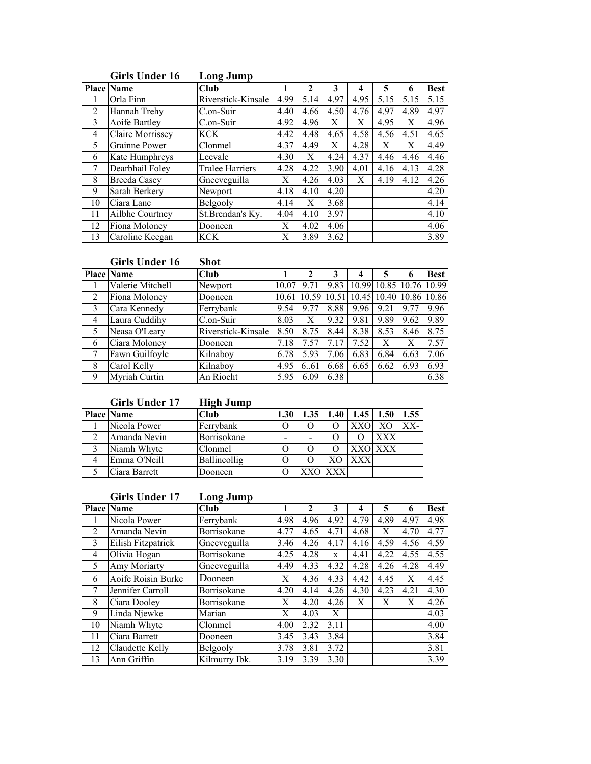## Girls Under 16 Long Jump

| Place | Name | Club | 1 | 2 | 3 | 4 | 5 | 6 | Best |
|---|---|---|---|---|---|---|---|---|---|
| 1 | Orla Finn | Riverstick-Kinsale | 4.99 | 5.14 | 4.97 | 4.95 | 5.15 | 5.15 | 5.15 |
| 2 | Hannah Trehy | C.on-Suir | 4.40 | 4.66 | 4.50 | 4.76 | 4.97 | 4.89 | 4.97 |
| 3 | Aoife Bartley | C.on-Suir | 4.92 | 4.96 | X | X | 4.95 | X | 4.96 |
| 4 | Claire Morrissey | KCK | 4.42 | 4.48 | 4.65 | 4.58 | 4.56 | 4.51 | 4.65 |
| 5 | Grainne Power | Clonmel | 4.37 | 4.49 | X | 4.28 | X | X | 4.49 |
| 6 | Kate Humphreys | Leevale | 4.30 | X | 4.24 | 4.37 | 4.46 | 4.46 | 4.46 |
| 7 | Dearbhail Foley | Tralee Harriers | 4.28 | 4.22 | 3.90 | 4.01 | 4.16 | 4.13 | 4.28 |
| 8 | Breeda Casey | Gneeveguilla | X | 4.26 | 4.03 | X | 4.19 | 4.12 | 4.26 |
| 9 | Sarah Berkery | Newport | 4.18 | 4.10 | 4.20 | | | | 4.20 |
| 10 | Ciara Lane | Belgooly | 4.14 | X | 3.68 | | | | 4.14 |
| 11 | Ailbhe Courtney | St.Brendan's Ky. | 4.04 | 4.10 | 3.97 | | | | 4.10 |
| 12 | Fiona Moloney | Dooneen | X | 4.02 | 4.06 | | | | 4.06 |
| 13 | Caroline Keegan | KCK | X | 3.89 | 3.62 | | | | 3.89 |

## Girls Under 16 Shot

| Place | Name | Club | 1 | 2 | 3 | 4 | 5 | 6 | Best |
|---|---|---|---|---|---|---|---|---|---|
| 1 | Valerie Mitchell | Newport | 10.07 | 9.71 | 9.83 | 10.99 | 10.85 | 10.76 | 10.99 |
| 2 | Fiona Moloney | Dooneen | 10.61 | 10.59 | 10.51 | 10.45 | 10.40 | 10.86 | 10.86 |
| 3 | Cara Kennedy | Ferrybank | 9.54 | 9.77 | 8.88 | 9.96 | 9.21 | 9.77 | 9.96 |
| 4 | Laura Cuddihy | C.on-Suir | 8.03 | X | 9.32 | 9.81 | 9.89 | 9.62 | 9.89 |
| 5 | Neasa O'Leary | Riverstick-Kinsale | 8.50 | 8.75 | 8.44 | 8.38 | 8.53 | 8.46 | 8.75 |
| 6 | Ciara Moloney | Dooneen | 7.18 | 7.57 | 7.17 | 7.52 | X | X | 7.57 |
| 7 | Fawn Guilfoyle | Kilnaboy | 6.78 | 5.93 | 7.06 | 6.83 | 6.84 | 6.63 | 7.06 |
| 8 | Carol Kelly | Kilnaboy | 4.95 | 6..61 | 6.68 | 6.65 | 6.62 | 6.93 | 6.93 |
| 9 | Myriah Curtin | An Riocht | 5.95 | 6.09 | 6.38 | | | | 6.38 |

## Girls Under 17 High Jump

| Place | Name | Club | 1.30 | 1.35 | 1.40 | 1.45 | 1.50 | 1.55 |
|---|---|---|---|---|---|---|---|---|
| 1 | Nicola Power | Ferrybank | O | O | O | XXO | XO | XX- |
| 2 | Amanda Nevin | Borrisokane | - | - | O | O | XXX | |
| 3 | Niamh Whyte | Clonmel | O | O | O | XXO | XXX | |
| 4 | Emma O'Neill | Ballincollig | O | O | XO | XXX | | |
| 5 | Ciara Barrett | Dooneen | O | XXO | XXX | | | |

## Girls Under 17 Long Jump

| Place | Name | Club | 1 | 2 | 3 | 4 | 5 | 6 | Best |
|---|---|---|---|---|---|---|---|---|---|
| 1 | Nicola Power | Ferrybank | 4.98 | 4.96 | 4.92 | 4.79 | 4.89 | 4.97 | 4.98 |
| 2 | Amanda Nevin | Borrisokane | 4.77 | 4.65 | 4.71 | 4.68 | X | 4.70 | 4.77 |
| 3 | Eilish Fitzpatrick | Gneeveguilla | 3.46 | 4.26 | 4.17 | 4.16 | 4.59 | 4.56 | 4.59 |
| 4 | Olivia Hogan | Borrisokane | 4.25 | 4.28 | x | 4.41 | 4.22 | 4.55 | 4.55 |
| 5 | Amy Moriarty | Gneeveguilla | 4.49 | 4.33 | 4.32 | 4.28 | 4.26 | 4.28 | 4.49 |
| 6 | Aoife Roisin Burke | Dooneen | X | 4.36 | 4.33 | 4.42 | 4.45 | X | 4.45 |
| 7 | Jennifer Carroll | Borrisokane | 4.20 | 4.14 | 4.26 | 4.30 | 4.23 | 4.21 | 4.30 |
| 8 | Ciara Dooley | Borrisokane | X | 4.20 | 4.26 | X | X | X | 4.26 |
| 9 | Linda Njewke | Marian | X | 4.03 | X | | | | 4.03 |
| 10 | Niamh Whyte | Clonmel | 4.00 | 2.32 | 3.11 | | | | 4.00 |
| 11 | Ciara Barrett | Dooneen | 3.45 | 3.43 | 3.84 | | | | 3.84 |
| 12 | Claudette Kelly | Belgooly | 3.78 | 3.81 | 3.72 | | | | 3.81 |
| 13 | Ann Griffin | Kilmurry Ibk. | 3.19 | 3.39 | 3.30 | | | | 3.39 |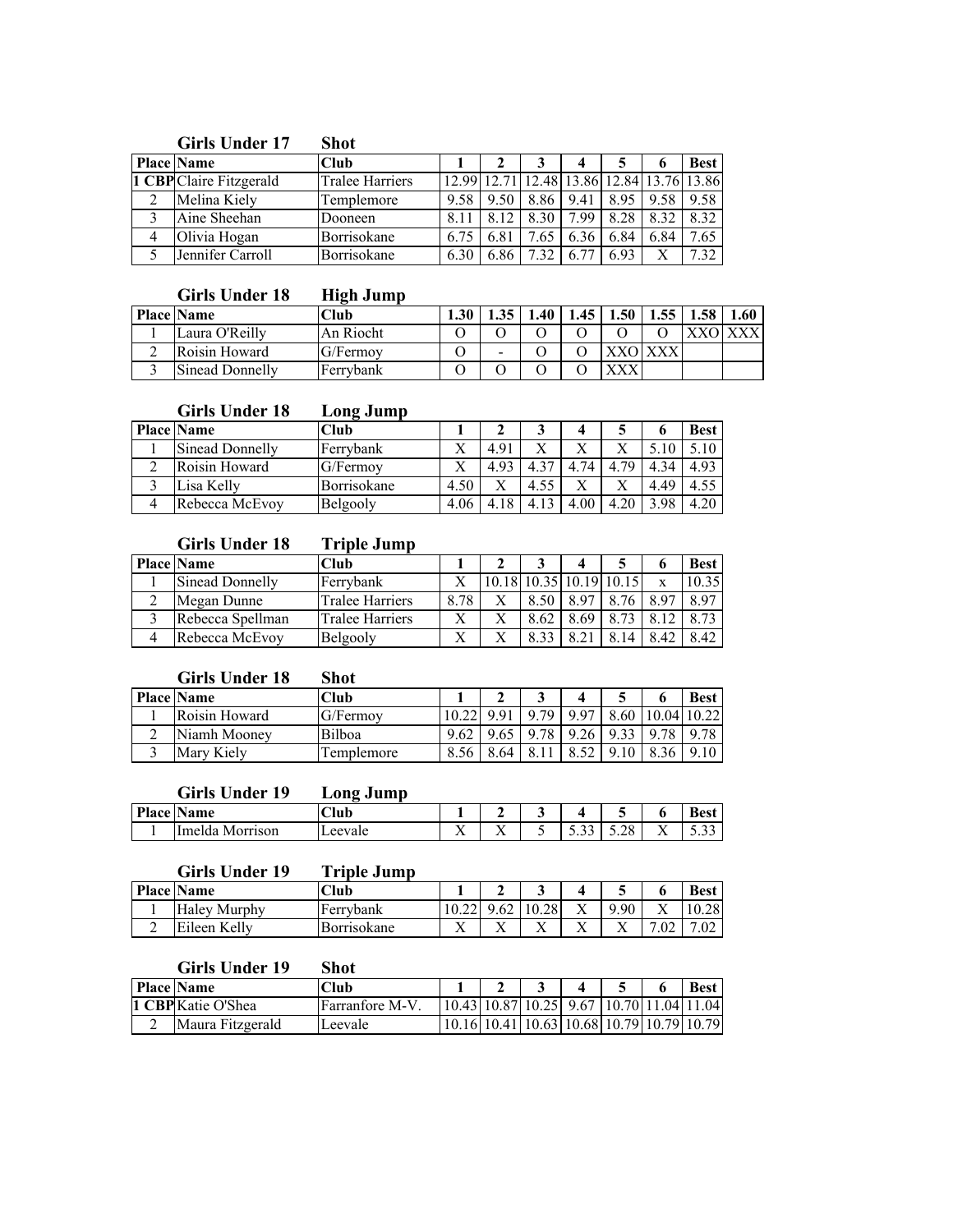### Girls Under 17 Shot

| Place | Name | Club | 1 | 2 | 3 | 4 | 5 | 6 | Best |
|---|---|---|---|---|---|---|---|---|---|
| 1 CBP | Claire Fitzgerald | Tralee Harriers | 12.99 | 12.71 | 12.48 | 13.86 | 12.84 | 13.76 | 13.86 |
| 2 | Melina Kiely | Templemore | 9.58 | 9.50 | 8.86 | 9.41 | 8.95 | 9.58 | 9.58 |
| 3 | Aine Sheehan | Dooneen | 8.11 | 8.12 | 8.30 | 7.99 | 8.28 | 8.32 | 8.32 |
| 4 | Olivia Hogan | Borrisokane | 6.75 | 6.81 | 7.65 | 6.36 | 6.84 | 6.84 | 7.65 |
| 5 | Jennifer Carroll | Borrisokane | 6.30 | 6.86 | 7.32 | 6.77 | 6.93 | X | 7.32 |

### Girls Under 18 High Jump

| Place | Name | Club | 1.30 | 1.35 | 1.40 | 1.45 | 1.50 | 1.55 | 1.58 | 1.60 |
|---|---|---|---|---|---|---|---|---|---|---|
| 1 | Laura O'Reilly | An Riocht | O | O | O | O | O | O | XXO | XXX |
| 2 | Roisin Howard | G/Fermoy | O | - | O | O | XXO | XXX | | |
| 3 | Sinead Donnelly | Ferrybank | O | O | O | O | XXX | | | |

### Girls Under 18 Long Jump

| Place | Name | Club | 1 | 2 | 3 | 4 | 5 | 6 | Best |
|---|---|---|---|---|---|---|---|---|---|
| 1 | Sinead Donnelly | Ferrybank | X | 4.91 | X | X | X | 5.10 | 5.10 |
| 2 | Roisin Howard | G/Fermoy | X | 4.93 | 4.37 | 4.74 | 4.79 | 4.34 | 4.93 |
| 3 | Lisa Kelly | Borrisokane | 4.50 | X | 4.55 | X | X | 4.49 | 4.55 |
| 4 | Rebecca McEvoy | Belgooly | 4.06 | 4.18 | 4.13 | 4.00 | 4.20 | 3.98 | 4.20 |

### Girls Under 18 Triple Jump

| Place | Name | Club | 1 | 2 | 3 | 4 | 5 | 6 | Best |
|---|---|---|---|---|---|---|---|---|---|
| 1 | Sinead Donnelly | Ferrybank | X | 10.18 | 10.35 | 10.19 | 10.15 | x | 10.35 |
| 2 | Megan Dunne | Tralee Harriers | 8.78 | X | 8.50 | 8.97 | 8.76 | 8.97 | 8.97 |
| 3 | Rebecca Spellman | Tralee Harriers | X | X | 8.62 | 8.69 | 8.73 | 8.12 | 8.73 |
| 4 | Rebecca McEvoy | Belgooly | X | X | 8.33 | 8.21 | 8.14 | 8.42 | 8.42 |

### Girls Under 18 Shot

| Place | Name | Club | 1 | 2 | 3 | 4 | 5 | 6 | Best |
|---|---|---|---|---|---|---|---|---|---|
| 1 | Roisin Howard | G/Fermoy | 10.22 | 9.91 | 9.79 | 9.97 | 8.60 | 10.04 | 10.22 |
| 2 | Niamh Mooney | Bilboa | 9.62 | 9.65 | 9.78 | 9.26 | 9.33 | 9.78 | 9.78 |
| 3 | Mary Kiely | Templemore | 8.56 | 8.64 | 8.11 | 8.52 | 9.10 | 8.36 | 9.10 |

### Girls Under 19 Long Jump

| Place | Name | Club | 1 | 2 | 3 | 4 | 5 | 6 | Best |
|---|---|---|---|---|---|---|---|---|---|
| 1 | Imelda Morrison | Leevale | X | X | 5 | 5.33 | 5.28 | X | 5.33 |

### Girls Under 19 Triple Jump

| Place | Name | Club | 1 | 2 | 3 | 4 | 5 | 6 | Best |
|---|---|---|---|---|---|---|---|---|---|
| 1 | Haley Murphy | Ferrybank | 10.22 | 9.62 | 10.28 | X | 9.90 | X | 10.28 |
| 2 | Eileen Kelly | Borrisokane | X | X | X | X | X | 7.02 | 7.02 |

### Girls Under 19 Shot

| Place | Name | Club | 1 | 2 | 3 | 4 | 5 | 6 | Best |
|---|---|---|---|---|---|---|---|---|---|
| 1 CBP | Katie O'Shea | Farranfore M-V. | 10.43 | 10.87 | 10.25 | 9.67 | 10.70 | 11.04 | 11.04 |
| 2 | Maura Fitzgerald | Leevale | 10.16 | 10.41 | 10.63 | 10.68 | 10.79 | 10.79 | 10.79 |